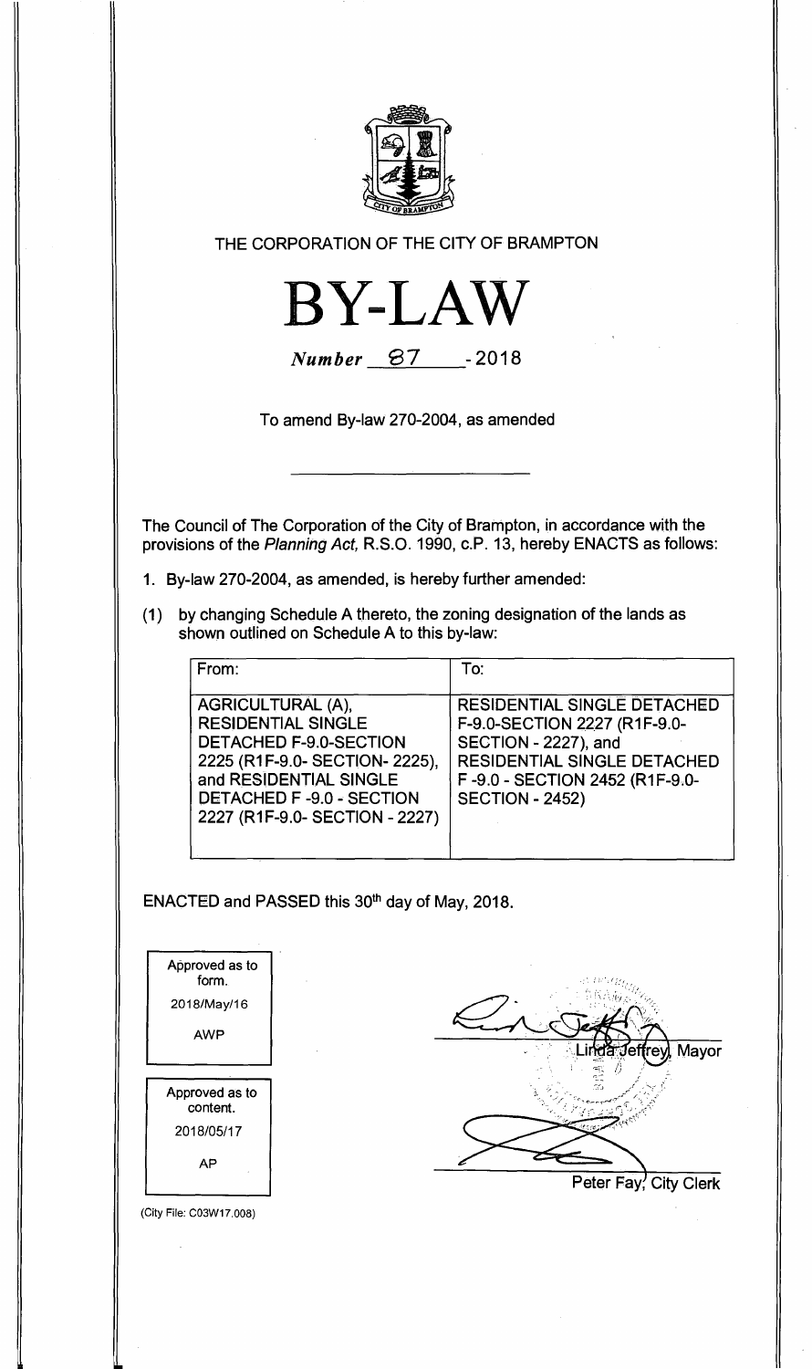THE CORPORATION OF THE CITY OF BRAMPTON

# BY-LAW

*Number* 87 - 2018

To amend By-law 270-2004, as amended

The Council of The Corporation of the City of Brampton, in accordance with the provisions of the *Planning Act*, R.S.O. 1990, c.P. 13, hereby ENACTS as follows:

1. By-law 270-2004, as amended, is hereby further amended:

(1) by changing Schedule A thereto, the zoning designation of the lands as shown outlined on Schedule A to this by-law:

| From: | To: |
|---|---|
| AGRICULTURAL (A), RESIDENTIAL SINGLE DETACHED F-9.0-SECTION 2225 (R1F-9.0- SECTION- 2225), and RESIDENTIAL SINGLE DETACHED F -9.0 - SECTION 2227 (R1F-9.0- SECTION - 2227) | RESIDENTIAL SINGLE DETACHED F-9.0-SECTION 2227 (R1F-9.0-SECTION - 2227), and RESIDENTIAL SINGLE DETACHED F -9.0 - SECTION 2452 (R1F-9.0-SECTION - 2452) |

ENACTED and PASSED this 30th day of May, 2018.

Approved as to form.
2018/May/16
AWP

Approved as to content.
2018/05/17
AP

Linda Jeffrey, Mayor

Peter Fay, City Clerk

(City File: C03W17.008)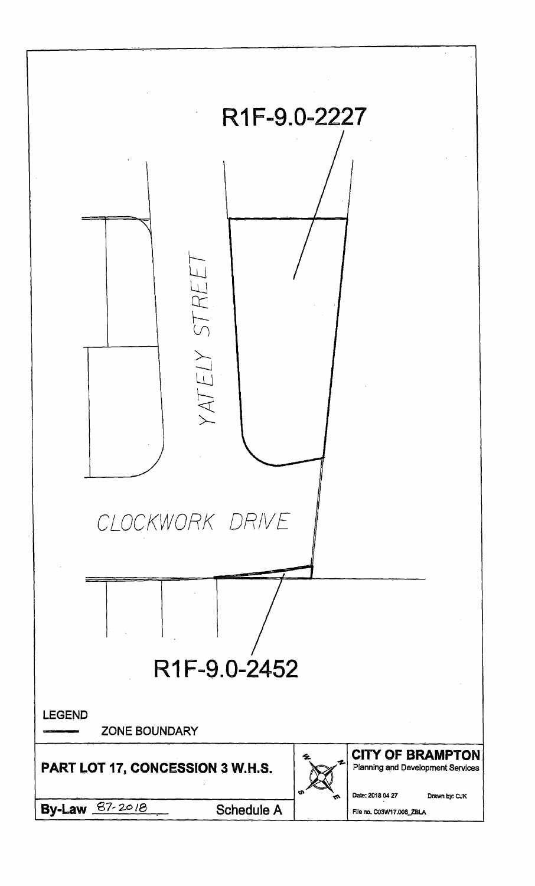R1F-9.0-2227

YATELY STREET

CLOCKWORK DRIVE

R1F-9.0-2452

LEGEND

ZONE BOUNDARY

**PART LOT 17, CONCESSION 3 W.H.S.**

**By-Law** 87-2018 **Schedule A**

**CITY OF BRAMPTON**
Planning and Development Services

Date: 2018 04 27 Drawn by: CJK

File no. C03W17.008_ZBLA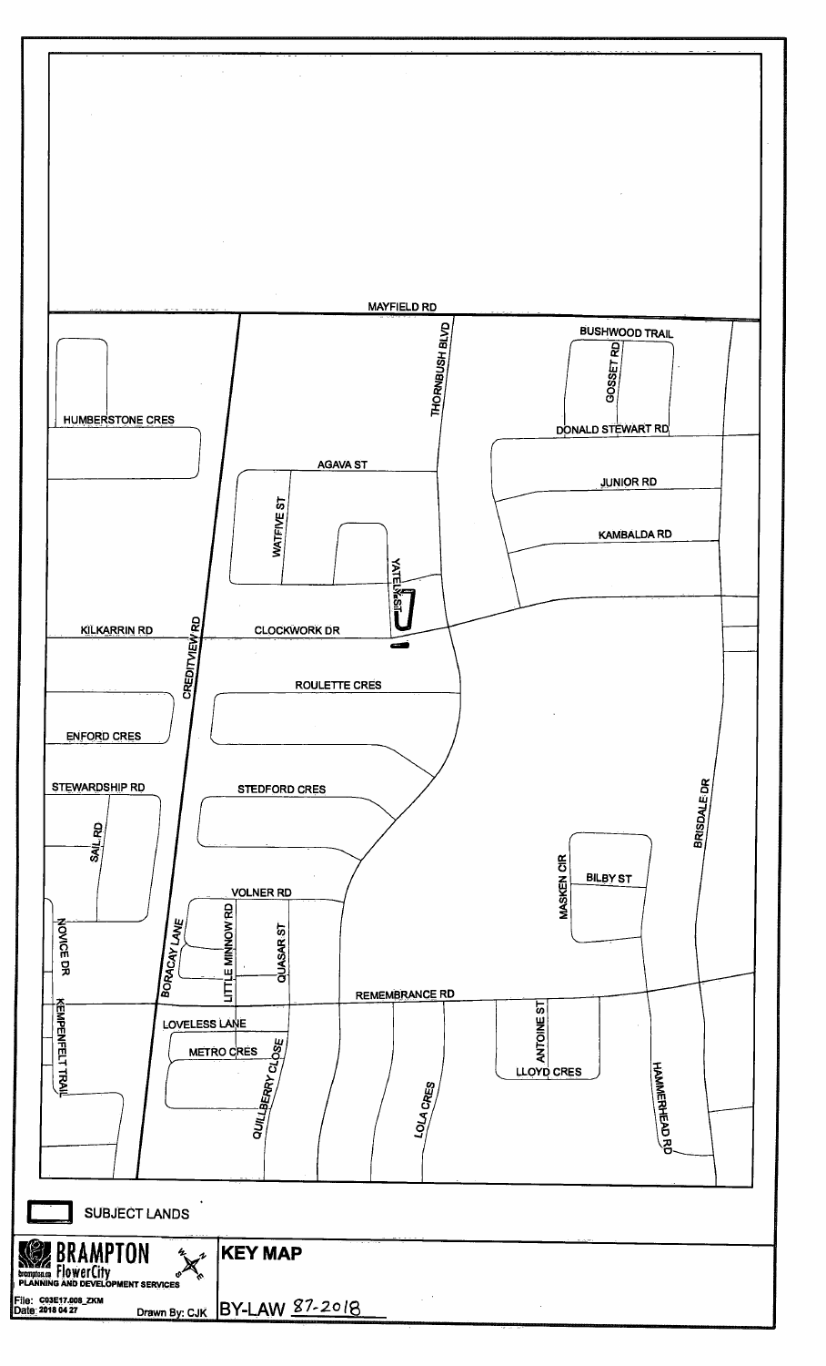MAYFIELD RD

BUSHWOOD TRAIL

GOSSET RD

THORNBUSH BLVD

HUMBERSTONE CRES

DONALD STEWART RD

AGAVA ST

JUNIOR RD

WATFIVE ST

KAMBALDA RD

YATELY ST

KILKARRIN RD

CREDITVIEW RD

CLOCKWORK DR

ROULETTE CRES

ENFORD CRES

STEWARDSHIP RD

STEDFORD CRES

SAIL RD

BRISDALE DR

MASKEN CIR

BILBY ST

VOLNER RD

NOVICE DR

BORACAY LANE

LITTLE MINNOW RD

QUASAR ST

REMEMBRANCE RD

KEMPENFELT TRAIL

LOVELESS LANE

ANTOINE ST

METRO CRES

LLOYD CRES

QUILLBERRY CLOSE

LOLA CRES

HAMMERHEAD RD

SUBJECT LANDS

BRAMPTON
brampton.ca FlowerCity
PLANNING AND DEVELOPMENT SERVICES

File: C03E17.008_ZKM
Date: 2018 04 27

Drawn By: CJK

**KEY MAP**

BY-LAW 87-2018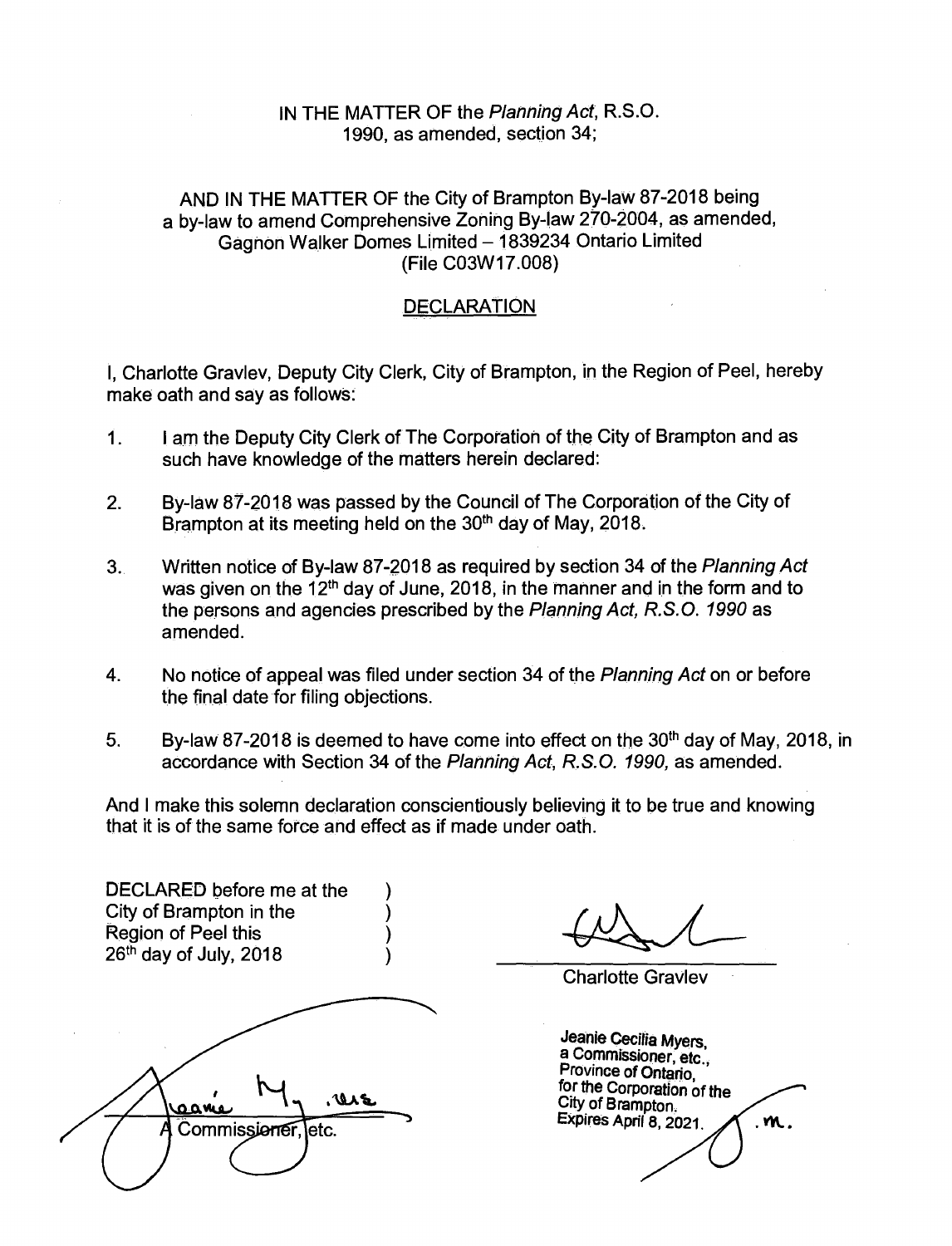IN THE MATTER OF the *Planning Act*, R.S.O. 1990, as amended, section 34;

AND IN THE MATTER OF the City of Brampton By-law 87-2018 being a by-law to amend Comprehensive Zoning By-law 270-2004, as amended, Gagnon Walker Domes Limited – 1839234 Ontario Limited (File C03W17.008)

## DECLARATION

I, Charlotte Gravlev, Deputy City Clerk, City of Brampton, in the Region of Peel, hereby make oath and say as follows:

1. I am the Deputy City Clerk of The Corporation of the City of Brampton and as such have knowledge of the matters herein declared:

2. By-law 87-2018 was passed by the Council of The Corporation of the City of Brampton at its meeting held on the 30th day of May, 2018.

3. Written notice of By-law 87-2018 as required by section 34 of the *Planning Act* was given on the 12th day of June, 2018, in the manner and in the form and to the persons and agencies prescribed by the *Planning Act, R.S.O. 1990* as amended.

4. No notice of appeal was filed under section 34 of the *Planning Act* on or before the final date for filing objections.

5. By-law 87-2018 is deemed to have come into effect on the 30th day of May, 2018, in accordance with Section 34 of the *Planning Act, R.S.O. 1990,* as amended.

And I make this solemn declaration conscientiously believing it to be true and knowing that it is of the same force and effect as if made under oath.

DECLARED before me at the City of Brampton in the Region of Peel this 26th day of July, 2018 )

Charlotte Gravlev

A Commissioner, etc.

Jeanie Cecilia Myers,
a Commissioner, etc.,
Province of Ontario,
for the Corporation of the
City of Brampton.
Expires April 8, 2021.